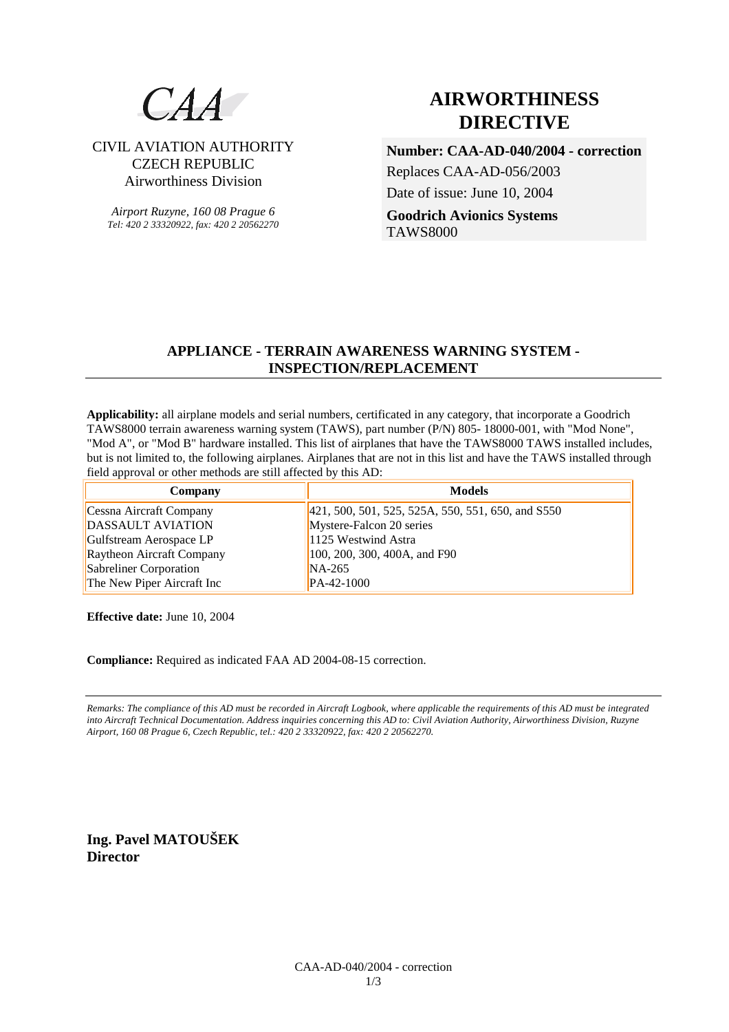CAA

CIVIL AVIATION AUTHORITY
CZECH REPUBLIC
Airworthiness Division

*Airport Ruzyne, 160 08 Prague 6*
*Tel: 420 2 33320922, fax: 420 2 20562270*

# AIRWORTHINESS DIRECTIVE

**Number: CAA-AD-040/2004 - correction**
Replaces CAA-AD-056/2003
Date of issue: June 10, 2004
**Goodrich Avionics Systems**
TAWS8000

## APPLIANCE - TERRAIN AWARENESS WARNING SYSTEM - INSPECTION/REPLACEMENT

**Applicability:** all airplane models and serial numbers, certificated in any category, that incorporate a Goodrich TAWS8000 terrain awareness warning system (TAWS), part number (P/N) 805- 18000-001, with "Mod None", "Mod A", or "Mod B" hardware installed. This list of airplanes that have the TAWS8000 TAWS installed includes, but is not limited to, the following airplanes. Airplanes that are not in this list and have the TAWS installed through field approval or other methods are still affected by this AD:

| Company | Models |
|---|---|
| Cessna Aircraft Company | 421, 500, 501, 525, 525A, 550, 551, 650, and S550 |
| DASSAULT AVIATION | Mystere-Falcon 20 series |
| Gulfstream Aerospace LP | 1125 Westwind Astra |
| Raytheon Aircraft Company | 100, 200, 300, 400A, and F90 |
| Sabreliner Corporation | NA-265 |
| The New Piper Aircraft Inc | PA-42-1000 |

**Effective date:** June 10, 2004

**Compliance:** Required as indicated FAA AD 2004-08-15 correction.

*Remarks: The compliance of this AD must be recorded in Aircraft Logbook, where applicable the requirements of this AD must be integrated into Aircraft Technical Documentation. Address inquiries concerning this AD to: Civil Aviation Authority, Airworthiness Division, Ruzyne Airport, 160 08 Prague 6, Czech Republic, tel.: 420 2 33320922, fax: 420 2 20562270.*

**Ing. Pavel MATOUŠEK**
**Director**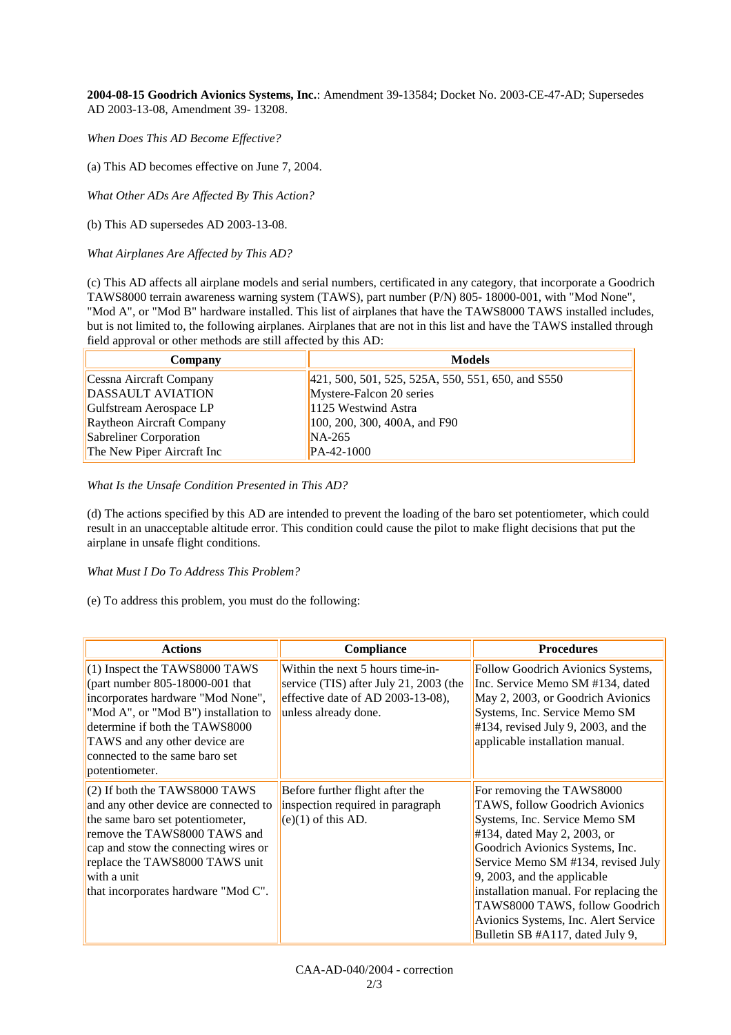**2004-08-15 Goodrich Avionics Systems, Inc.**: Amendment 39-13584; Docket No. 2003-CE-47-AD; Supersedes AD 2003-13-08, Amendment 39- 13208.

*When Does This AD Become Effective?*

(a) This AD becomes effective on June 7, 2004.

*What Other ADs Are Affected By This Action?*

(b) This AD supersedes AD 2003-13-08.

*What Airplanes Are Affected by This AD?*

(c) This AD affects all airplane models and serial numbers, certificated in any category, that incorporate a Goodrich TAWS8000 terrain awareness warning system (TAWS), part number (P/N) 805- 18000-001, with "Mod None", "Mod A", or "Mod B" hardware installed. This list of airplanes that have the TAWS8000 TAWS installed includes, but is not limited to, the following airplanes. Airplanes that are not in this list and have the TAWS installed through field approval or other methods are still affected by this AD:

| Company | Models |
|---|---|
| Cessna Aircraft Company | 421, 500, 501, 525, 525A, 550, 551, 650, and S550 |
| DASSAULT AVIATION | Mystere-Falcon 20 series |
| Gulfstream Aerospace LP | 1125 Westwind Astra |
| Raytheon Aircraft Company | 100, 200, 300, 400A, and F90 |
| Sabreliner Corporation | NA-265 |
| The New Piper Aircraft Inc | PA-42-1000 |

*What Is the Unsafe Condition Presented in This AD?*

(d) The actions specified by this AD are intended to prevent the loading of the baro set potentiometer, which could result in an unacceptable altitude error. This condition could cause the pilot to make flight decisions that put the airplane in unsafe flight conditions.

*What Must I Do To Address This Problem?*

(e) To address this problem, you must do the following:

| Actions | Compliance | Procedures |
|---|---|---|
| (1) Inspect the TAWS8000 TAWS (part number 805-18000-001 that incorporates hardware "Mod None", "Mod A", or "Mod B") installation to determine if both the TAWS8000 TAWS and any other device are connected to the same baro set potentiometer. | Within the next 5 hours time-in-service (TIS) after July 21, 2003 (the effective date of AD 2003-13-08), unless already done. | Follow Goodrich Avionics Systems, Inc. Service Memo SM #134, dated May 2, 2003, or Goodrich Avionics Systems, Inc. Service Memo SM #134, revised July 9, 2003, and the applicable installation manual. |
| (2) If both the TAWS8000 TAWS and any other device are connected to the same baro set potentiometer, remove the TAWS8000 TAWS and cap and stow the connecting wires or replace the TAWS8000 TAWS unit with a unit that incorporates hardware "Mod C". | Before further flight after the inspection required in paragraph (e)(1) of this AD. | For removing the TAWS8000 TAWS, follow Goodrich Avionics Systems, Inc. Service Memo SM #134, dated May 2, 2003, or Goodrich Avionics Systems, Inc. Service Memo SM #134, revised July 9, 2003, and the applicable installation manual. For replacing the TAWS8000 TAWS, follow Goodrich Avionics Systems, Inc. Alert Service Bulletin SB #A117, dated July 9, |

CAA-AD-040/2004 - correction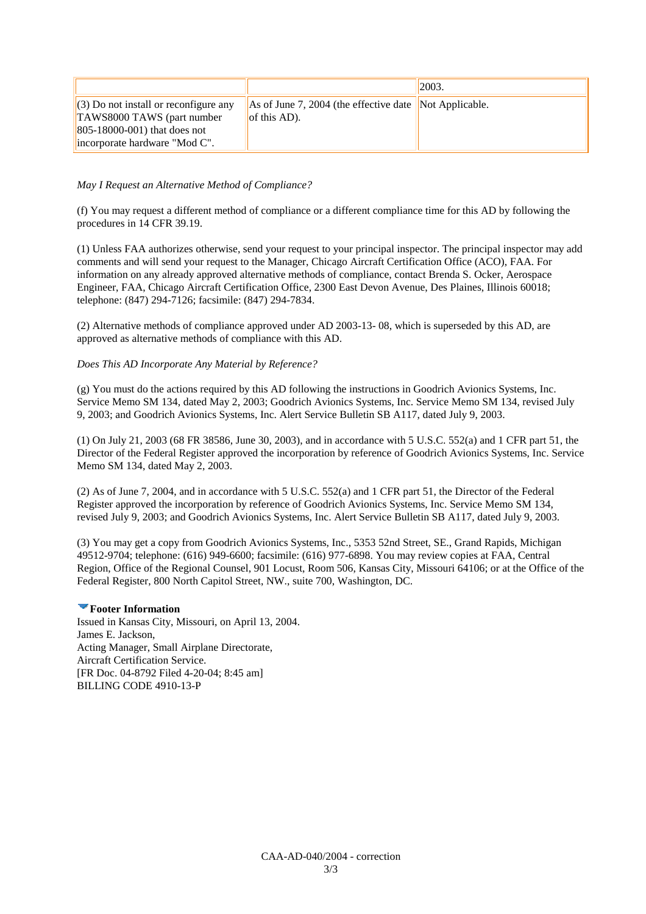| | | |
|---|---|---|
| | | 2003. |
| (3) Do not install or reconfigure any TAWS8000 TAWS (part number 805-18000-001) that does not incorporate hardware "Mod C". | As of June 7, 2004 (the effective date of this AD). | Not Applicable. |

*May I Request an Alternative Method of Compliance?*

(f) You may request a different method of compliance or a different compliance time for this AD by following the procedures in 14 CFR 39.19.

(1) Unless FAA authorizes otherwise, send your request to your principal inspector. The principal inspector may add comments and will send your request to the Manager, Chicago Aircraft Certification Office (ACO), FAA. For information on any already approved alternative methods of compliance, contact Brenda S. Ocker, Aerospace Engineer, FAA, Chicago Aircraft Certification Office, 2300 East Devon Avenue, Des Plaines, Illinois 60018; telephone: (847) 294-7126; facsimile: (847) 294-7834.

(2) Alternative methods of compliance approved under AD 2003-13- 08, which is superseded by this AD, are approved as alternative methods of compliance with this AD.

*Does This AD Incorporate Any Material by Reference?*

(g) You must do the actions required by this AD following the instructions in Goodrich Avionics Systems, Inc. Service Memo SM 134, dated May 2, 2003; Goodrich Avionics Systems, Inc. Service Memo SM 134, revised July 9, 2003; and Goodrich Avionics Systems, Inc. Alert Service Bulletin SB A117, dated July 9, 2003.

(1) On July 21, 2003 (68 FR 38586, June 30, 2003), and in accordance with 5 U.S.C. 552(a) and 1 CFR part 51, the Director of the Federal Register approved the incorporation by reference of Goodrich Avionics Systems, Inc. Service Memo SM 134, dated May 2, 2003.

(2) As of June 7, 2004, and in accordance with 5 U.S.C. 552(a) and 1 CFR part 51, the Director of the Federal Register approved the incorporation by reference of Goodrich Avionics Systems, Inc. Service Memo SM 134, revised July 9, 2003; and Goodrich Avionics Systems, Inc. Alert Service Bulletin SB A117, dated July 9, 2003.

(3) You may get a copy from Goodrich Avionics Systems, Inc., 5353 52nd Street, SE., Grand Rapids, Michigan 49512-9704; telephone: (616) 949-6600; facsimile: (616) 977-6898. You may review copies at FAA, Central Region, Office of the Regional Counsel, 901 Locust, Room 506, Kansas City, Missouri 64106; or at the Office of the Federal Register, 800 North Capitol Street, NW., suite 700, Washington, DC.

**Footer Information**

Issued in Kansas City, Missouri, on April 13, 2004.
James E. Jackson,
Acting Manager, Small Airplane Directorate,
Aircraft Certification Service.
[FR Doc. 04-8792 Filed 4-20-04; 8:45 am]
BILLING CODE 4910-13-P